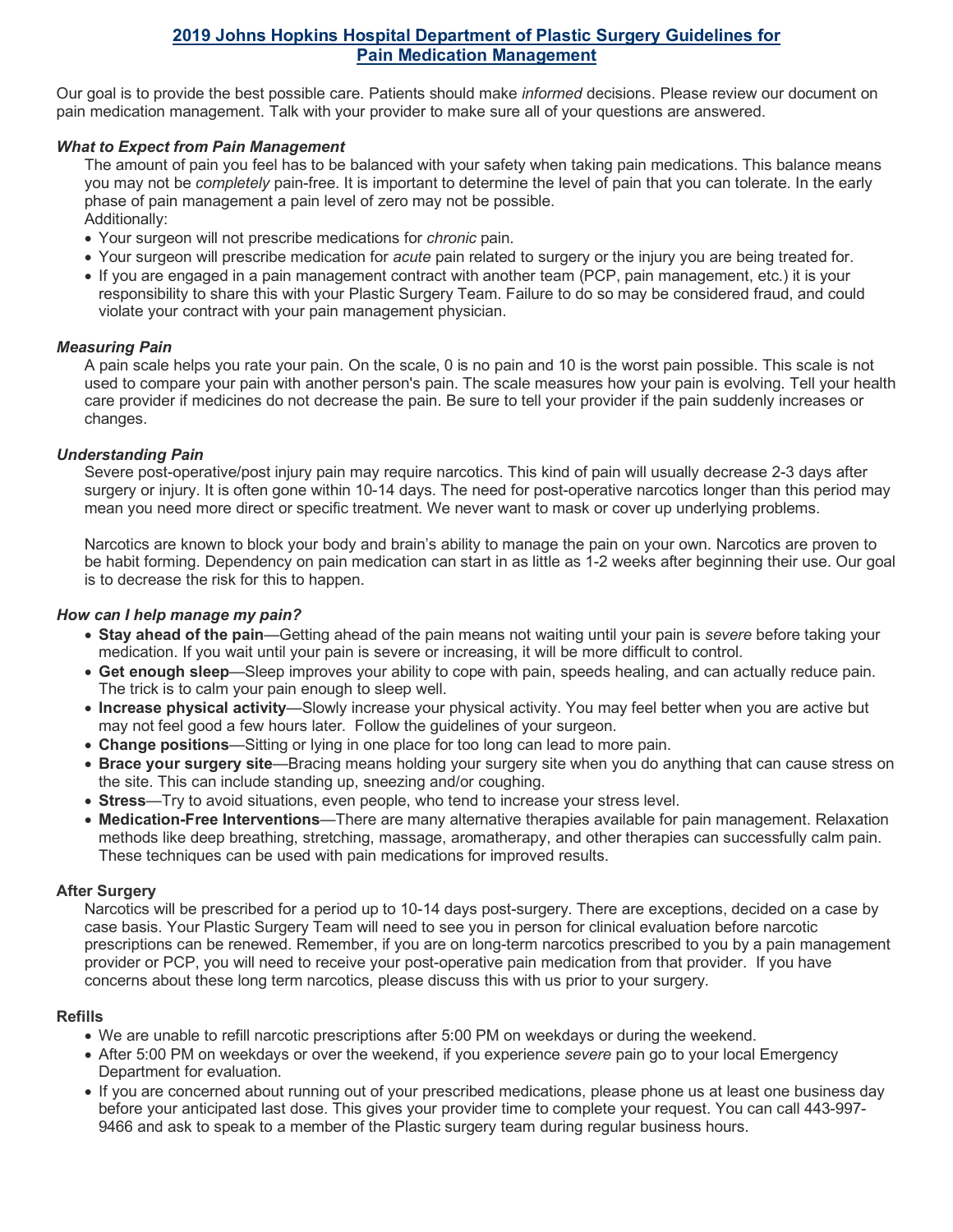# 2019 Johns Hopkins Hospital Department of Plastic Surgery Guidelines for Pain Medication Management

Our goal is to provide the best possible care. Patients should make *informed* decisions. Please review our document on pain medication management. Talk with your provider to make sure all of your questions are answered.

### *What to Expect from Pain Management*

The amount of pain you feel has to be balanced with your safety when taking pain medications. This balance means you may not be *completely* pain-free. It is important to determine the level of pain that you can tolerate. In the early phase of pain management a pain level of zero may not be possible.

Additionally:

- Your surgeon will not prescribe medications for *chronic* pain.
- Your surgeon will prescribe medication for *acute* pain related to surgery or the injury you are being treated for.
- If you are engaged in a pain management contract with another team (PCP, pain management, etc.) it is your responsibility to share this with your Plastic Surgery Team. Failure to do so may be considered fraud, and could violate your contract with your pain management physician.

### *Measuring Pain*

A pain scale helps you rate your pain. On the scale, 0 is no pain and 10 is the worst pain possible. This scale is not used to compare your pain with another person's pain. The scale measures how your pain is evolving. Tell your health care provider if medicines do not decrease the pain. Be sure to tell your provider if the pain suddenly increases or changes.

### *Understanding Pain*

Severe post-operative/post injury pain may require narcotics. This kind of pain will usually decrease 2-3 days after surgery or injury. It is often gone within 10-14 days. The need for post-operative narcotics longer than this period may mean you need more direct or specific treatment. We never want to mask or cover up underlying problems.

Narcotics are known to block your body and brain's ability to manage the pain on your own. Narcotics are proven to be habit forming. Dependency on pain medication can start in as little as 1-2 weeks after beginning their use. Our goal is to decrease the risk for this to happen.

### *How can I help manage my pain?*

- **Stay ahead of the pain**—Getting ahead of the pain means not waiting until your pain is *severe* before taking your medication. If you wait until your pain is severe or increasing, it will be more difficult to control.
- **Get enough sleep**—Sleep improves your ability to cope with pain, speeds healing, and can actually reduce pain. The trick is to calm your pain enough to sleep well.
- **Increase physical activity**—Slowly increase your physical activity. You may feel better when you are active but may not feel good a few hours later. Follow the guidelines of your surgeon.
- **Change positions**—Sitting or lying in one place for too long can lead to more pain.
- **Brace your surgery site**—Bracing means holding your surgery site when you do anything that can cause stress on the site. This can include standing up, sneezing and/or coughing.
- **Stress**—Try to avoid situations, even people, who tend to increase your stress level.
- **Medication-Free Interventions**—There are many alternative therapies available for pain management. Relaxation methods like deep breathing, stretching, massage, aromatherapy, and other therapies can successfully calm pain. These techniques can be used with pain medications for improved results.

### After Surgery

Narcotics will be prescribed for a period up to 10-14 days post-surgery. There are exceptions, decided on a case by case basis. Your Plastic Surgery Team will need to see you in person for clinical evaluation before narcotic prescriptions can be renewed. Remember, if you are on long-term narcotics prescribed to you by a pain management provider or PCP, you will need to receive your post-operative pain medication from that provider. If you have concerns about these long term narcotics, please discuss this with us prior to your surgery.

### Refills

- We are unable to refill narcotic prescriptions after 5:00 PM on weekdays or during the weekend.
- After 5:00 PM on weekdays or over the weekend, if you experience *severe* pain go to your local Emergency Department for evaluation.
- If you are concerned about running out of your prescribed medications, please phone us at least one business day before your anticipated last dose. This gives your provider time to complete your request. You can call 443-997-9466 and ask to speak to a member of the Plastic surgery team during regular business hours.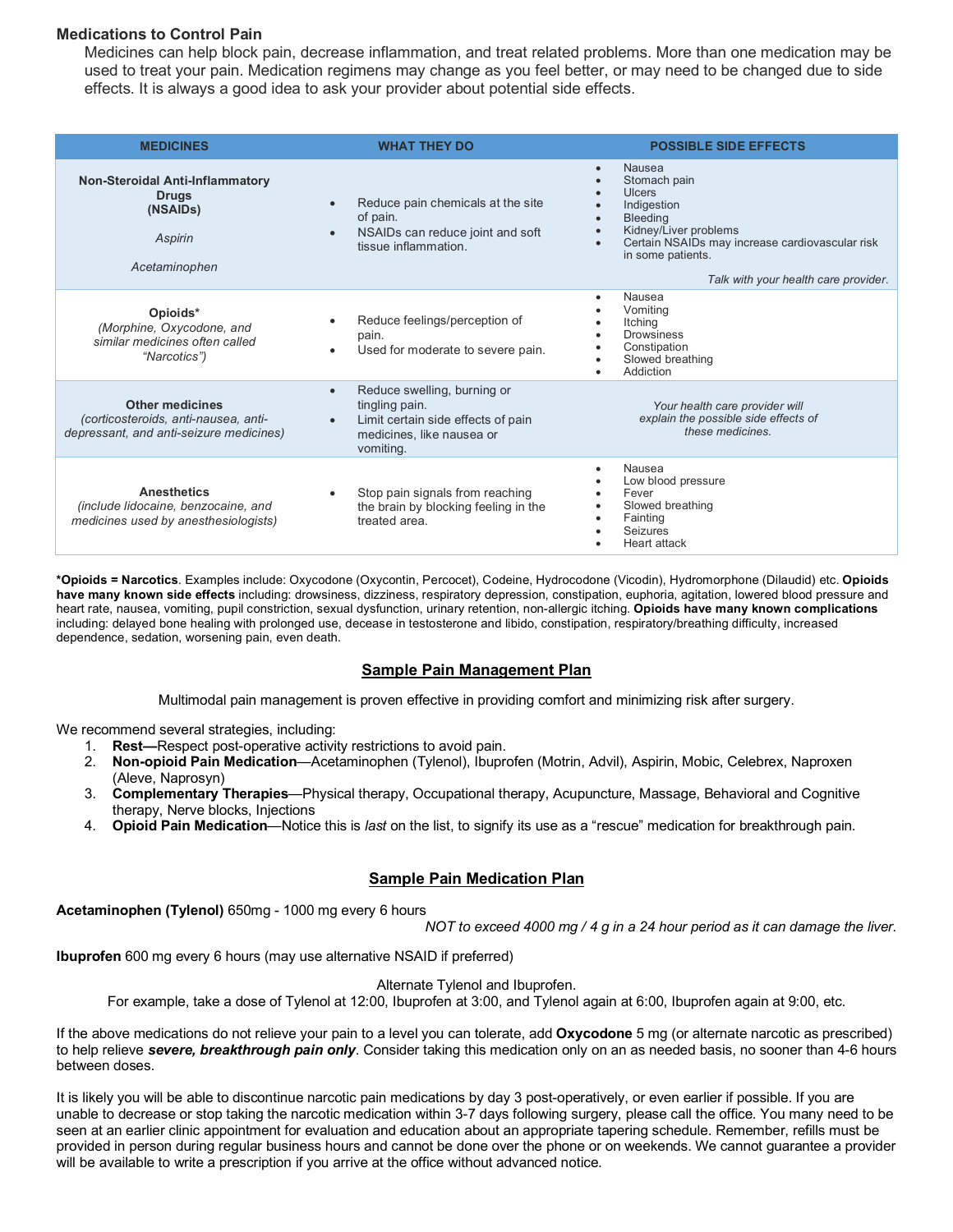## Medications to Control Pain

Medicines can help block pain, decrease inflammation, and treat related problems. More than one medication may be used to treat your pain. Medication regimens may change as you feel better, or may need to be changed due to side effects. It is always a good idea to ask your provider about potential side effects.

| MEDICINES | WHAT THEY DO | POSSIBLE SIDE EFFECTS |
|---|---|---|
| **Non-Steroidal Anti-Inflammatory Drugs (NSAIDs)**<br>*Aspirin*<br>*Acetaminophen* | • Reduce pain chemicals at the site of pain.<br>• NSAIDs can reduce joint and soft tissue inflammation. | • Nausea<br>• Stomach pain<br>• Ulcers<br>• Indigestion<br>• Bleeding<br>• Kidney/Liver problems<br>• Certain NSAIDs may increase cardiovascular risk in some patients.<br>*Talk with your health care provider.* |
| **Opioids***<br>*(Morphine, Oxycodone, and similar medicines often called "Narcotics")* | • Reduce feelings/perception of pain.<br>• Used for moderate to severe pain. | • Nausea<br>• Vomiting<br>• Itching<br>• Drowsiness<br>• Constipation<br>• Slowed breathing<br>• Addiction |
| **Other medicines**<br>*(corticosteroids, anti-nausea, anti-depressant, and anti-seizure medicines)* | • Reduce swelling, burning or tingling pain.<br>• Limit certain side effects of pain medicines, like nausea or vomiting. | *Your health care provider will explain the possible side effects of these medicines.* |
| **Anesthetics**<br>*(include lidocaine, benzocaine, and medicines used by anesthesiologists)* | • Stop pain signals from reaching the brain by blocking feeling in the treated area. | • Nausea<br>• Low blood pressure<br>• Fever<br>• Slowed breathing<br>• Fainting<br>• Seizures<br>• Heart attack |

***Opioids = Narcotics**. Examples include: Oxycodone (Oxycontin, Percocet), Codeine, Hydrocodone (Vicodin), Hydromorphone (Dilaudid) etc. **Opioids have many known side effects** including: drowsiness, dizziness, respiratory depression, constipation, euphoria, agitation, lowered blood pressure and heart rate, nausea, vomiting, pupil constriction, sexual dysfunction, urinary retention, non-allergic itching. **Opioids have many known complications** including: delayed bone healing with prolonged use, decrease in testosterone and libido, constipation, respiratory/breathing difficulty, increased dependence, sedation, worsening pain, even death.

## Sample Pain Management Plan

Multimodal pain management is proven effective in providing comfort and minimizing risk after surgery.

We recommend several strategies, including:

1. **Rest—**Respect post-operative activity restrictions to avoid pain.
2. **Non-opioid Pain Medication**—Acetaminophen (Tylenol), Ibuprofen (Motrin, Advil), Aspirin, Mobic, Celebrex, Naproxen (Aleve, Naprosyn)
3. **Complementary Therapies**—Physical therapy, Occupational therapy, Acupuncture, Massage, Behavioral and Cognitive therapy, Nerve blocks, Injections
4. **Opioid Pain Medication**—Notice this is *last* on the list, to signify its use as a "rescue" medication for breakthrough pain.

## Sample Pain Medication Plan

**Acetaminophen (Tylenol)** 650mg - 1000 mg every 6 hours

*NOT to exceed 4000 mg / 4 g in a 24 hour period as it can damage the liver.*

**Ibuprofen** 600 mg every 6 hours (may use alternative NSAID if preferred)

Alternate Tylenol and Ibuprofen.
For example, take a dose of Tylenol at 12:00, Ibuprofen at 3:00, and Tylenol again at 6:00, Ibuprofen again at 9:00, etc.

If the above medications do not relieve your pain to a level you can tolerate, add **Oxycodone** 5 mg (or alternate narcotic as prescribed) to help relieve ***severe, breakthrough pain only***. Consider taking this medication only on an as needed basis, no sooner than 4-6 hours between doses.

It is likely you will be able to discontinue narcotic pain medications by day 3 post-operatively, or even earlier if possible. If you are unable to decrease or stop taking the narcotic medication within 3-7 days following surgery, please call the office. You many need to be seen at an earlier clinic appointment for evaluation and education about an appropriate tapering schedule. Remember, refills must be provided in person during regular business hours and cannot be done over the phone or on weekends. We cannot guarantee a provider will be available to write a prescription if you arrive at the office without advanced notice.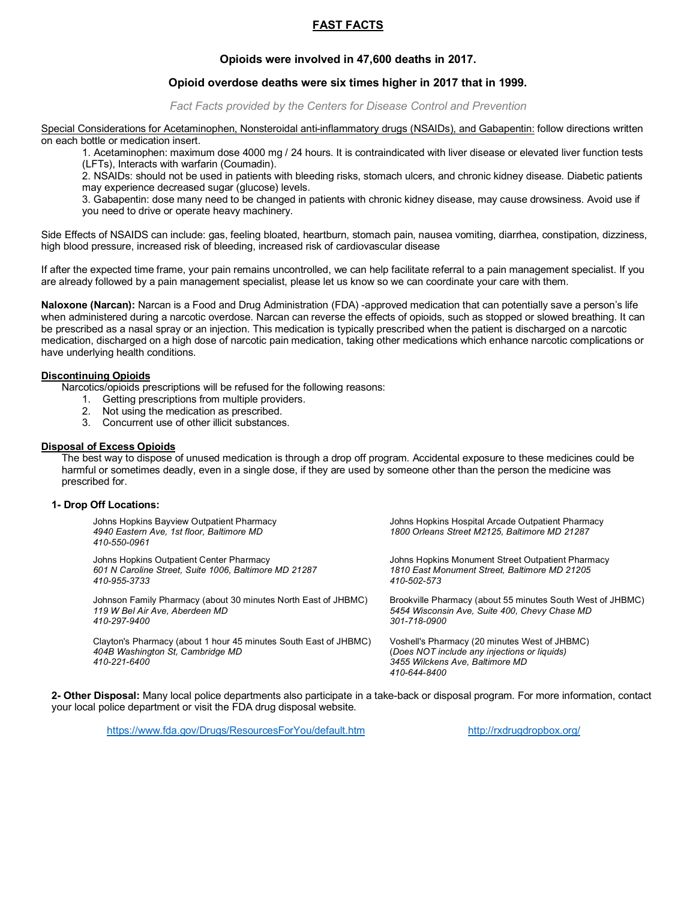# FAST FACTS

**Opioids were involved in 47,600 deaths in 2017.**

**Opioid overdose deaths were six times higher in 2017 that in 1999.**

*Fact Facts provided by the Centers for Disease Control and Prevention*

Special Considerations for Acetaminophen, Nonsteroidal anti-inflammatory drugs (NSAIDs), and Gabapentin: follow directions written on each bottle or medication insert.

1. Acetaminophen: maximum dose 4000 mg / 24 hours. It is contraindicated with liver disease or elevated liver function tests (LFTs), Interacts with warfarin (Coumadin).
2. NSAIDs: should not be used in patients with bleeding risks, stomach ulcers, and chronic kidney disease. Diabetic patients may experience decreased sugar (glucose) levels.
3. Gabapentin: dose many need to be changed in patients with chronic kidney disease, may cause drowsiness. Avoid use if you need to drive or operate heavy machinery.

Side Effects of NSAIDS can include: gas, feeling bloated, heartburn, stomach pain, nausea vomiting, diarrhea, constipation, dizziness, high blood pressure, increased risk of bleeding, increased risk of cardiovascular disease

If after the expected time frame, your pain remains uncontrolled, we can help facilitate referral to a pain management specialist. If you are already followed by a pain management specialist, please let us know so we can coordinate your care with them.

**Naloxone (Narcan):** Narcan is a Food and Drug Administration (FDA) -approved medication that can potentially save a person's life when administered during a narcotic overdose. Narcan can reverse the effects of opioids, such as stopped or slowed breathing. It can be prescribed as a nasal spray or an injection. This medication is typically prescribed when the patient is discharged on a narcotic medication, discharged on a high dose of narcotic pain medication, taking other medications which enhance narcotic complications or have underlying health conditions.

## Discontinuing Opioids

Narcotics/opioids prescriptions will be refused for the following reasons:

1. Getting prescriptions from multiple providers.
2. Not using the medication as prescribed.
3. Concurrent use of other illicit substances.

## Disposal of Excess Opioids

The best way to dispose of unused medication is through a drop off program. Accidental exposure to these medicines could be harmful or sometimes deadly, even in a single dose, if they are used by someone other than the person the medicine was prescribed for.

### 1- Drop Off Locations:

Johns Hopkins Bayview Outpatient Pharmacy
*4940 Eastern Ave, 1st floor, Baltimore MD*
*410-550-0961*

Johns Hopkins Hospital Arcade Outpatient Pharmacy
*1800 Orleans Street M2125, Baltimore MD 21287*

Johns Hopkins Outpatient Center Pharmacy
*601 N Caroline Street, Suite 1006, Baltimore MD 21287*
*410-955-3733*

Johns Hopkins Monument Street Outpatient Pharmacy
*1810 East Monument Street, Baltimore MD 21205*
*410-502-573*

Johnson Family Pharmacy (about 30 minutes North East of JHBMC)
*119 W Bel Air Ave, Aberdeen MD*
*410-297-9400*

Brookville Pharmacy (about 55 minutes South West of JHBMC)
*5454 Wisconsin Ave, Suite 400, Chevy Chase MD*
*301-718-0900*

Clayton's Pharmacy (about 1 hour 45 minutes South East of JHBMC)
*404B Washington St, Cambridge MD*
*410-221-6400*

Voshell's Pharmacy (20 minutes West of JHBMC)
(*Does NOT include any injections or liquids)*
*3455 Wilckens Ave, Baltimore MD*
*410-644-8400*

**2- Other Disposal:** Many local police departments also participate in a take-back or disposal program. For more information, contact your local police department or visit the FDA drug disposal website.

https://www.fda.gov/Drugs/ResourcesForYou/default.htm

http://rxdrugdropbox.org/